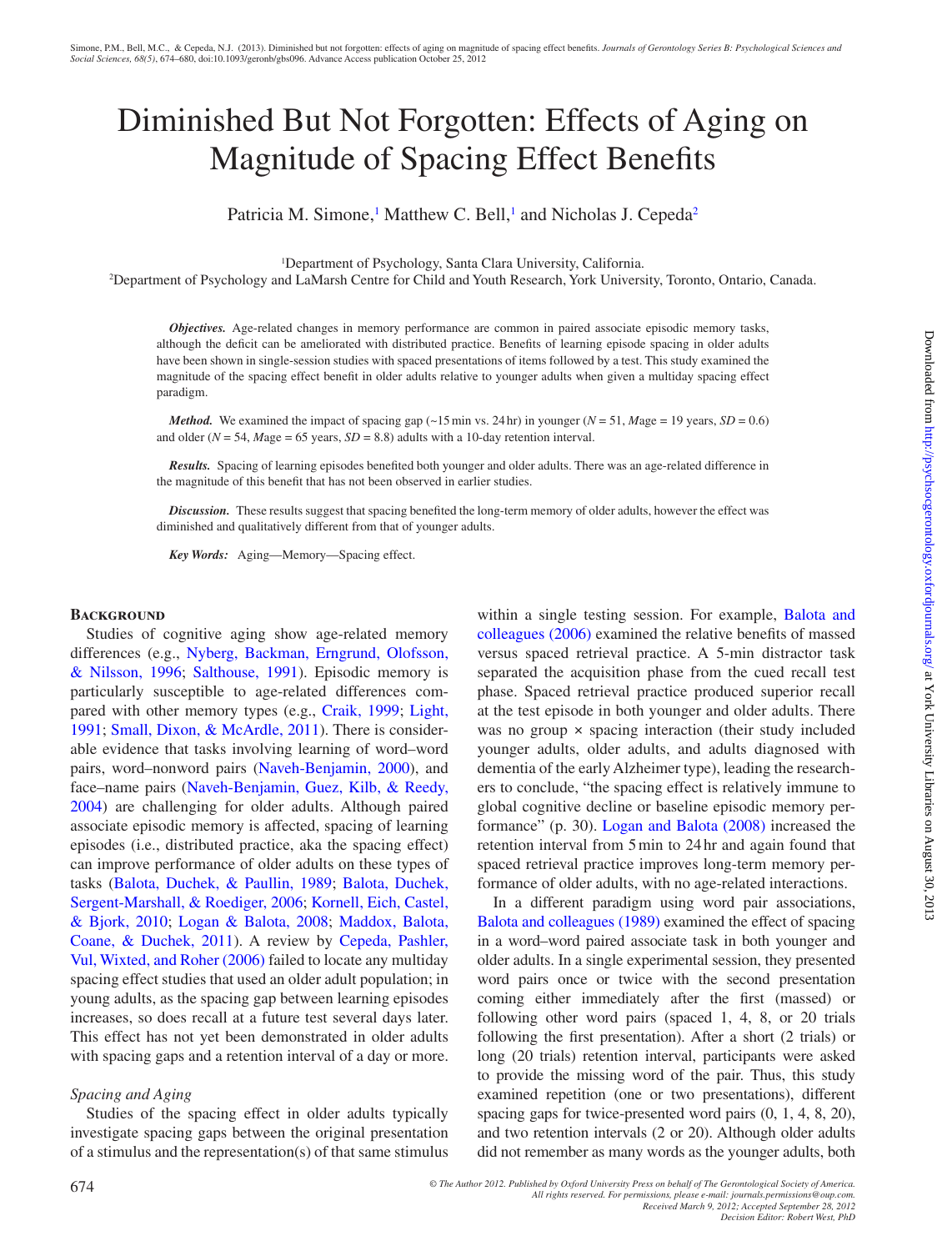# Diminished But Not Forgotten: Effects of Aging on Magnitude of Spacing Effect Benefits

Patricia M. Simone,[1] Matthew C. Bell,[1] and Nicholas J. Cepeda[2]

[1]Department of Psychology, Santa Clara University, California.
[2]Department of Psychology and LaMarsh Centre for Child and Youth Research, York University, Toronto, Ontario, Canada.

***Objectives.*** Age-related changes in memory performance are common in paired associate episodic memory tasks, although the deficit can be ameliorated with distributed practice. Benefits of learning episode spacing in older adults have been shown in single-session studies with spaced presentations of items followed by a test. This study examined the magnitude of the spacing effect benefit in older adults relative to younger adults when given a multiday spacing effect paradigm.

***Method.*** We examined the impact of spacing gap (~15 min vs. 24 hr) in younger ($N$ = 51, $M$age = 19 years, $SD$ = 0.6) and older ($N$ = 54, $M$age = 65 years, $SD$ = 8.8) adults with a 10-day retention interval.

***Results.*** Spacing of learning episodes benefited both younger and older adults. There was an age-related difference in the magnitude of this benefit that has not been observed in earlier studies.

***Discussion.*** These results suggest that spacing benefited the long-term memory of older adults, however the effect was diminished and qualitatively different from that of younger adults.

***Key Words:*** Aging—Memory—Spacing effect.

## Background

Studies of cognitive aging show age-related memory differences (e.g., Nyberg, Backman, Erngrund, Olofsson, & Nilsson, 1996; Salthouse, 1991). Episodic memory is particularly susceptible to age-related differences compared with other memory types (e.g., Craik, 1999; Light, 1991; Small, Dixon, & McArdle, 2011). There is considerable evidence that tasks involving learning of word–word pairs, word–nonword pairs (Naveh-Benjamin, 2000), and face–name pairs (Naveh-Benjamin, Guez, Kilb, & Reedy, 2004) are challenging for older adults. Although paired associate episodic memory is affected, spacing of learning episodes (i.e., distributed practice, aka the spacing effect) can improve performance of older adults on these types of tasks (Balota, Duchek, & Paullin, 1989; Balota, Duchek, Sergent-Marshall, & Roediger, 2006; Kornell, Eich, Castel, & Bjork, 2010; Logan & Balota, 2008; Maddox, Balota, Coane, & Duchek, 2011). A review by Cepeda, Pashler, Vul, Wixted, and Roher (2006) failed to locate any multiday spacing effect studies that used an older adult population; in young adults, as the spacing gap between learning episodes increases, so does recall at a future test several days later. This effect has not yet been demonstrated in older adults with spacing gaps and a retention interval of a day or more.

### *Spacing and Aging*

Studies of the spacing effect in older adults typically investigate spacing gaps between the original presentation of a stimulus and the representation(s) of that same stimulus within a single testing session. For example, Balota and colleagues (2006) examined the relative benefits of massed versus spaced retrieval practice. A 5-min distractor task separated the acquisition phase from the cued recall test phase. Spaced retrieval practice produced superior recall at the test episode in both younger and older adults. There was no group × spacing interaction (their study included younger adults, older adults, and adults diagnosed with dementia of the early Alzheimer type), leading the researchers to conclude, "the spacing effect is relatively immune to global cognitive decline or baseline episodic memory performance" (p. 30). Logan and Balota (2008) increased the retention interval from 5 min to 24 hr and again found that spaced retrieval practice improves long-term memory performance of older adults, with no age-related interactions.

In a different paradigm using word pair associations, Balota and colleagues (1989) examined the effect of spacing in a word–word paired associate task in both younger and older adults. In a single experimental session, they presented word pairs once or twice with the second presentation coming either immediately after the first (massed) or following other word pairs (spaced 1, 4, 8, or 20 trials following the first presentation). After a short (2 trials) or long (20 trials) retention interval, participants were asked to provide the missing word of the pair. Thus, this study examined repetition (one or two presentations), different spacing gaps for twice-presented word pairs (0, 1, 4, 8, 20), and two retention intervals (2 or 20). Although older adults did not remember as many words as the younger adults, both

© The Author 2012. Published by Oxford University Press on behalf of The Gerontological Society of America. All rights reserved. For permissions, please e-mail: journals.permissions@oup.com.
Received March 9, 2012; Accepted September 28, 2012
Decision Editor: Robert West, PhD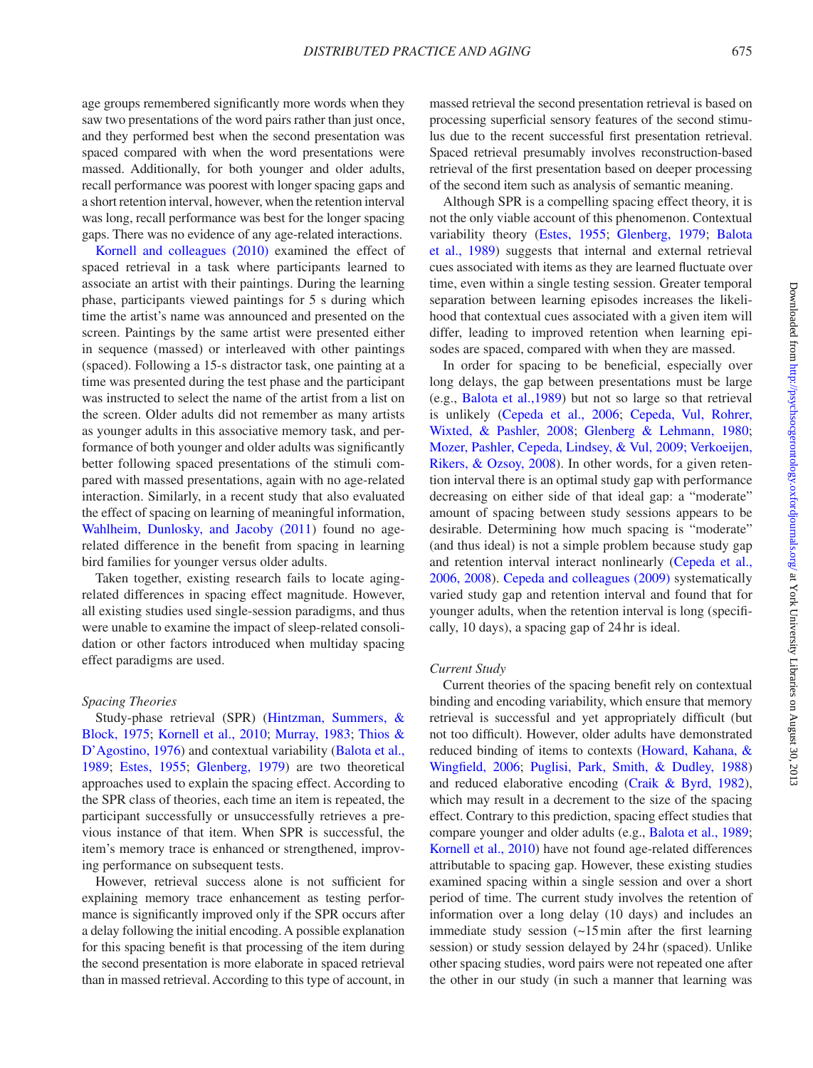age groups remembered significantly more words when they saw two presentations of the word pairs rather than just once, and they performed best when the second presentation was spaced compared with when the word presentations were massed. Additionally, for both younger and older adults, recall performance was poorest with longer spacing gaps and a short retention interval, however, when the retention interval was long, recall performance was best for the longer spacing gaps. There was no evidence of any age-related interactions.

Kornell and colleagues (2010) examined the effect of spaced retrieval in a task where participants learned to associate an artist with their paintings. During the learning phase, participants viewed paintings for 5 s during which time the artist's name was announced and presented on the screen. Paintings by the same artist were presented either in sequence (massed) or interleaved with other paintings (spaced). Following a 15-s distractor task, one painting at a time was presented during the test phase and the participant was instructed to select the name of the artist from a list on the screen. Older adults did not remember as many artists as younger adults in this associative memory task, and performance of both younger and older adults was significantly better following spaced presentations of the stimuli compared with massed presentations, again with no age-related interaction. Similarly, in a recent study that also evaluated the effect of spacing on learning of meaningful information, Wahlheim, Dunlosky, and Jacoby (2011) found no age-related difference in the benefit from spacing in learning bird families for younger versus older adults.

Taken together, existing research fails to locate aging-related differences in spacing effect magnitude. However, all existing studies used single-session paradigms, and thus were unable to examine the impact of sleep-related consolidation or other factors introduced when multiday spacing effect paradigms are used.

### Spacing Theories

Study-phase retrieval (SPR) (Hintzman, Summers, & Block, 1975; Kornell et al., 2010; Murray, 1983; Thios & D'Agostino, 1976) and contextual variability (Balota et al., 1989; Estes, 1955; Glenberg, 1979) are two theoretical approaches used to explain the spacing effect. According to the SPR class of theories, each time an item is repeated, the participant successfully or unsuccessfully retrieves a previous instance of that item. When SPR is successful, the item's memory trace is enhanced or strengthened, improving performance on subsequent tests.

However, retrieval success alone is not sufficient for explaining memory trace enhancement as testing performance is significantly improved only if the SPR occurs after a delay following the initial encoding. A possible explanation for this spacing benefit is that processing of the item during the second presentation is more elaborate in spaced retrieval than in massed retrieval. According to this type of account, in massed retrieval the second presentation retrieval is based on processing superficial sensory features of the second stimulus due to the recent successful first presentation retrieval. Spaced retrieval presumably involves reconstruction-based retrieval of the first presentation based on deeper processing of the second item such as analysis of semantic meaning.

Although SPR is a compelling spacing effect theory, it is not the only viable account of this phenomenon. Contextual variability theory (Estes, 1955; Glenberg, 1979; Balota et al., 1989) suggests that internal and external retrieval cues associated with items as they are learned fluctuate over time, even within a single testing session. Greater temporal separation between learning episodes increases the likelihood that contextual cues associated with a given item will differ, leading to improved retention when learning episodes are spaced, compared with when they are massed.

In order for spacing to be beneficial, especially over long delays, the gap between presentations must be large (e.g., Balota et al.,1989) but not so large so that retrieval is unlikely (Cepeda et al., 2006; Cepeda, Vul, Rohrer, Wixted, & Pashler, 2008; Glenberg & Lehmann, 1980; Mozer, Pashler, Cepeda, Lindsey, & Vul, 2009; Verkoeijen, Rikers, & Ozsoy, 2008). In other words, for a given retention interval there is an optimal study gap with performance decreasing on either side of that ideal gap: a "moderate" amount of spacing between study sessions appears to be desirable. Determining how much spacing is "moderate" (and thus ideal) is not a simple problem because study gap and retention interval interact nonlinearly (Cepeda et al., 2006, 2008). Cepeda and colleagues (2009) systematically varied study gap and retention interval and found that for younger adults, when the retention interval is long (specifically, 10 days), a spacing gap of 24 hr is ideal.

### Current Study

Current theories of the spacing benefit rely on contextual binding and encoding variability, which ensure that memory retrieval is successful and yet appropriately difficult (but not too difficult). However, older adults have demonstrated reduced binding of items to contexts (Howard, Kahana, & Wingfield, 2006; Puglisi, Park, Smith, & Dudley, 1988) and reduced elaborative encoding (Craik & Byrd, 1982), which may result in a decrement to the size of the spacing effect. Contrary to this prediction, spacing effect studies that compare younger and older adults (e.g., Balota et al., 1989; Kornell et al., 2010) have not found age-related differences attributable to spacing gap. However, these existing studies examined spacing within a single session and over a short period of time. The current study involves the retention of information over a long delay (10 days) and includes an immediate study session (~15 min after the first learning session) or study session delayed by 24 hr (spaced). Unlike other spacing studies, word pairs were not repeated one after the other in our study (in such a manner that learning was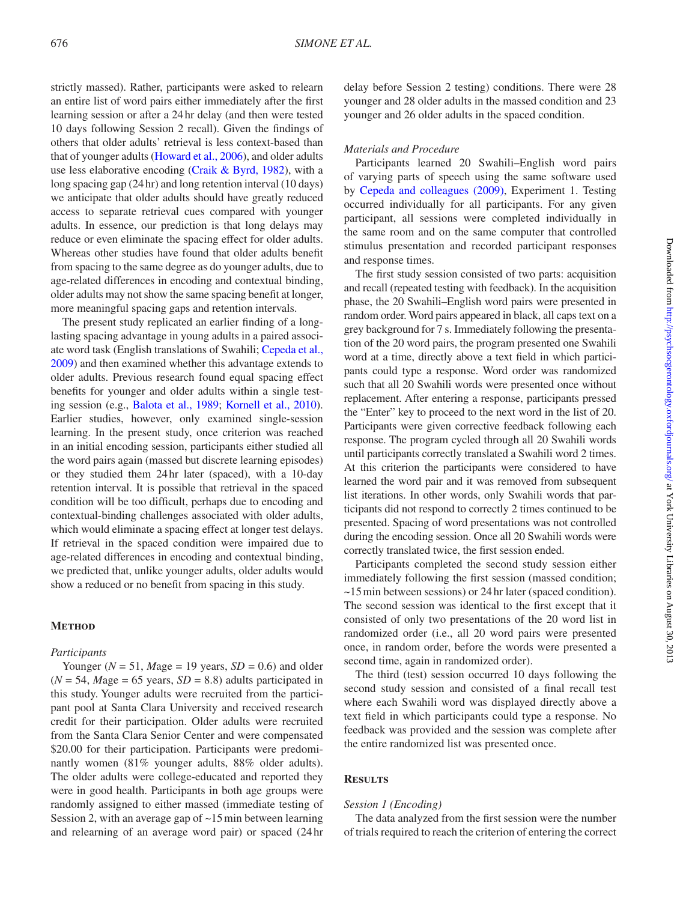strictly massed). Rather, participants were asked to relearn an entire list of word pairs either immediately after the first learning session or after a 24 hr delay (and then were tested 10 days following Session 2 recall). Given the findings of others that older adults' retrieval is less context-based than that of younger adults (Howard et al., 2006), and older adults use less elaborative encoding (Craik & Byrd, 1982), with a long spacing gap (24 hr) and long retention interval (10 days) we anticipate that older adults should have greatly reduced access to separate retrieval cues compared with younger adults. In essence, our prediction is that long delays may reduce or even eliminate the spacing effect for older adults. Whereas other studies have found that older adults benefit from spacing to the same degree as do younger adults, due to age-related differences in encoding and contextual binding, older adults may not show the same spacing benefit at longer, more meaningful spacing gaps and retention intervals.

The present study replicated an earlier finding of a long-lasting spacing advantage in young adults in a paired associate word task (English translations of Swahili; Cepeda et al., 2009) and then examined whether this advantage extends to older adults. Previous research found equal spacing effect benefits for younger and older adults within a single testing session (e.g., Balota et al., 1989; Kornell et al., 2010). Earlier studies, however, only examined single-session learning. In the present study, once criterion was reached in an initial encoding session, participants either studied all the word pairs again (massed but discrete learning episodes) or they studied them 24 hr later (spaced), with a 10-day retention interval. It is possible that retrieval in the spaced condition will be too difficult, perhaps due to encoding and contextual-binding challenges associated with older adults, which would eliminate a spacing effect at longer test delays. If retrieval in the spaced condition were impaired due to age-related differences in encoding and contextual binding, we predicted that, unlike younger adults, older adults would show a reduced or no benefit from spacing in this study.

## Method

### *Participants*

Younger ($N = 51$, *M*age = 19 years, $SD = 0.6$) and older ($N = 54$, *M*age = 65 years, $SD = 8.8$) adults participated in this study. Younger adults were recruited from the participant pool at Santa Clara University and received research credit for their participation. Older adults were recruited from the Santa Clara Senior Center and were compensated \$20.00 for their participation. Participants were predominantly women (81% younger adults, 88% older adults). The older adults were college-educated and reported they were in good health. Participants in both age groups were randomly assigned to either massed (immediate testing of Session 2, with an average gap of ~15 min between learning and relearning of an average word pair) or spaced (24 hr delay before Session 2 testing) conditions. There were 28 younger and 28 older adults in the massed condition and 23 younger and 26 older adults in the spaced condition.

### *Materials and Procedure*

Participants learned 20 Swahili–English word pairs of varying parts of speech using the same software used by Cepeda and colleagues (2009), Experiment 1. Testing occurred individually for all participants. For any given participant, all sessions were completed individually in the same room and on the same computer that controlled stimulus presentation and recorded participant responses and response times.

The first study session consisted of two parts: acquisition and recall (repeated testing with feedback). In the acquisition phase, the 20 Swahili–English word pairs were presented in random order. Word pairs appeared in black, all caps text on a grey background for 7 s. Immediately following the presentation of the 20 word pairs, the program presented one Swahili word at a time, directly above a text field in which participants could type a response. Word order was randomized such that all 20 Swahili words were presented once without replacement. After entering a response, participants pressed the "Enter" key to proceed to the next word in the list of 20. Participants were given corrective feedback following each response. The program cycled through all 20 Swahili words until participants correctly translated a Swahili word 2 times. At this criterion the participants were considered to have learned the word pair and it was removed from subsequent list iterations. In other words, only Swahili words that participants did not respond to correctly 2 times continued to be presented. Spacing of word presentations was not controlled during the encoding session. Once all 20 Swahili words were correctly translated twice, the first session ended.

Participants completed the second study session either immediately following the first session (massed condition; ~15 min between sessions) or 24 hr later (spaced condition). The second session was identical to the first except that it consisted of only two presentations of the 20 word list in randomized order (i.e., all 20 word pairs were presented once, in random order, before the words were presented a second time, again in randomized order).

The third (test) session occurred 10 days following the second study session and consisted of a final recall test where each Swahili word was displayed directly above a text field in which participants could type a response. No feedback was provided and the session was complete after the entire randomized list was presented once.

## Results

### *Session 1 (Encoding)*

The data analyzed from the first session were the number of trials required to reach the criterion of entering the correct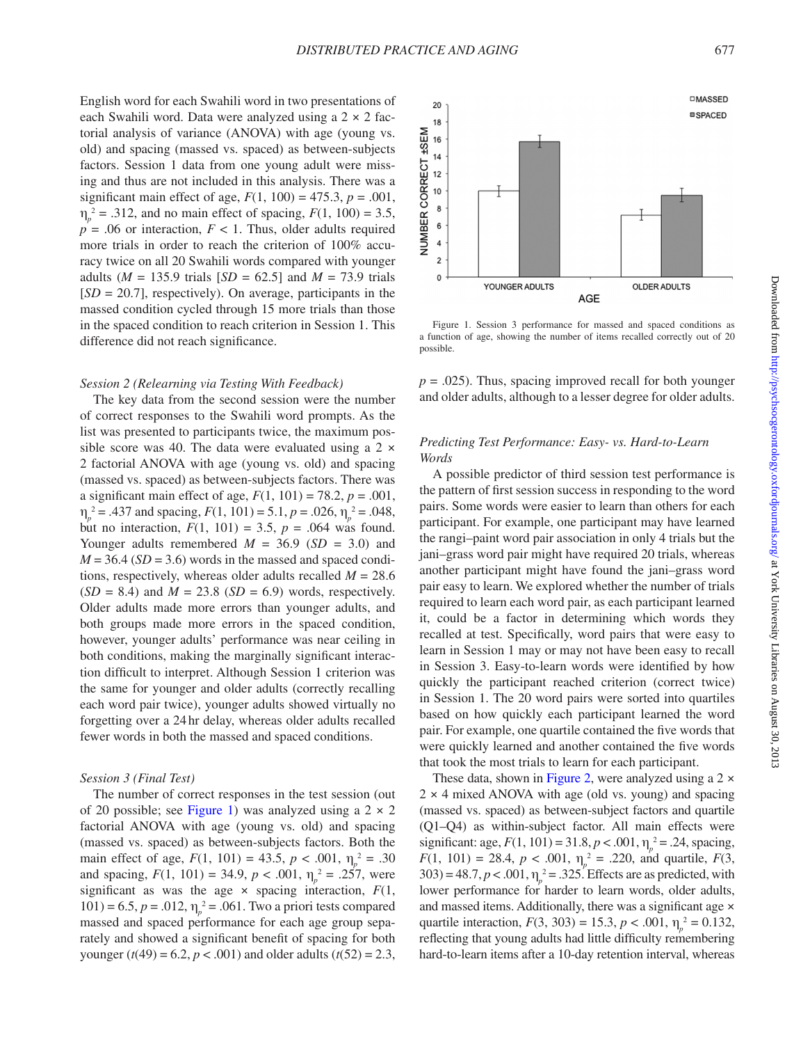English word for each Swahili word in two presentations of each Swahili word. Data were analyzed using a 2 × 2 factorial analysis of variance (ANOVA) with age (young vs. old) and spacing (massed vs. spaced) as between-subjects factors. Session 1 data from one young adult were missing and thus are not included in this analysis. There was a significant main effect of age, $F(1, 100) = 475.3$, $p = .001$, $\eta_p^2 = .312$, and no main effect of spacing, $F(1, 100) = 3.5$, $p = .06$ or interaction, $F < 1$. Thus, older adults required more trials in order to reach the criterion of 100% accuracy twice on all 20 Swahili words compared with younger adults ($M = 135.9$ trials [$SD = 62.5$] and $M = 73.9$ trials [$SD = 20.7$], respectively). On average, participants in the massed condition cycled through 15 more trials than those in the spaced condition to reach criterion in Session 1. This difference did not reach significance.

### *Session 2 (Relearning via Testing With Feedback)*

The key data from the second session were the number of correct responses to the Swahili word prompts. As the list was presented to participants twice, the maximum possible score was 40. The data were evaluated using a 2 × 2 factorial ANOVA with age (young vs. old) and spacing (massed vs. spaced) as between-subjects factors. There was a significant main effect of age, $F(1, 101) = 78.2$, $p = .001$, $\eta_p^2 = .437$ and spacing, $F(1, 101) = 5.1$, $p = .026$, $\eta_p^2 = .048$, but no interaction, $F(1, 101) = 3.5$, $p = .064$ was found. Younger adults remembered $M = 36.9$ ($SD = 3.0$) and $M = 36.4$ ($SD = 3.6$) words in the massed and spaced conditions, respectively, whereas older adults recalled $M = 28.6$ ($SD = 8.4$) and $M = 23.8$ ($SD = 6.9$) words, respectively. Older adults made more errors than younger adults, and both groups made more errors in the spaced condition, however, younger adults' performance was near ceiling in both conditions, making the marginally significant interaction difficult to interpret. Although Session 1 criterion was the same for younger and older adults (correctly recalling each word pair twice), younger adults showed virtually no forgetting over a 24 hr delay, whereas older adults recalled fewer words in both the massed and spaced conditions.

### *Session 3 (Final Test)*

The number of correct responses in the test session (out of 20 possible; see Figure 1) was analyzed using a 2 × 2 factorial ANOVA with age (young vs. old) and spacing (massed vs. spaced) as between-subjects factors. Both the main effect of age, $F(1, 101) = 43.5$, $p < .001$, $\eta_p^2 = .30$ and spacing, $F(1, 101) = 34.9$, $p < .001$, $\eta_p^2 = .257$, were significant as was the age × spacing interaction, $F(1, 101) = 6.5$, $p = .012$, $\eta_p^2 = .061$. Two a priori tests compared massed and spaced performance for each age group separately and showed a significant benefit of spacing for both younger ($t(49) = 6.2$, $p < .001$) and older adults ($t(52) = 2.3$, $p = .025$). Thus, spacing improved recall for both younger and older adults, although to a lesser degree for older adults.

Figure 1. Session 3 performance for massed and spaced conditions as a function of age, showing the number of items recalled correctly out of 20 possible.

### *Predicting Test Performance: Easy- vs. Hard-to-Learn Words*

A possible predictor of third session test performance is the pattern of first session success in responding to the word pairs. Some words were easier to learn than others for each participant. For example, one participant may have learned the rangi–paint word pair association in only 4 trials but the jani–grass word pair might have required 20 trials, whereas another participant might have found the jani–grass word pair easy to learn. We explored whether the number of trials required to learn each word pair, as each participant learned it, could be a factor in determining which words they recalled at test. Specifically, word pairs that were easy to learn in Session 1 may or may not have been easy to recall in Session 3. Easy-to-learn words were identified by how quickly the participant reached criterion (correct twice) in Session 1. The 20 word pairs were sorted into quartiles based on how quickly each participant learned the word pair. For example, one quartile contained the five words that were quickly learned and another contained the five words that took the most trials to learn for each participant.

These data, shown in Figure 2, were analyzed using a 2 × 2 × 4 mixed ANOVA with age (old vs. young) and spacing (massed vs. spaced) as between-subject factors and quartile (Q1–Q4) as within-subject factor. All main effects were significant: age, $F(1, 101) = 31.8$, $p < .001$, $\eta_p^2 = .24$, spacing, $F(1, 101) = 28.4$, $p < .001$, $\eta_p^2 = .220$, and quartile, $F(3, 303) = 48.7$, $p < .001$, $\eta_p^2 = .325$. Effects are as predicted, with lower performance for harder to learn words, older adults, and massed items. Additionally, there was a significant age × quartile interaction, $F(3, 303) = 15.3$, $p < .001$, $\eta_p^2 = 0.132$, reflecting that young adults had little difficulty remembering hard-to-learn items after a 10-day retention interval, whereas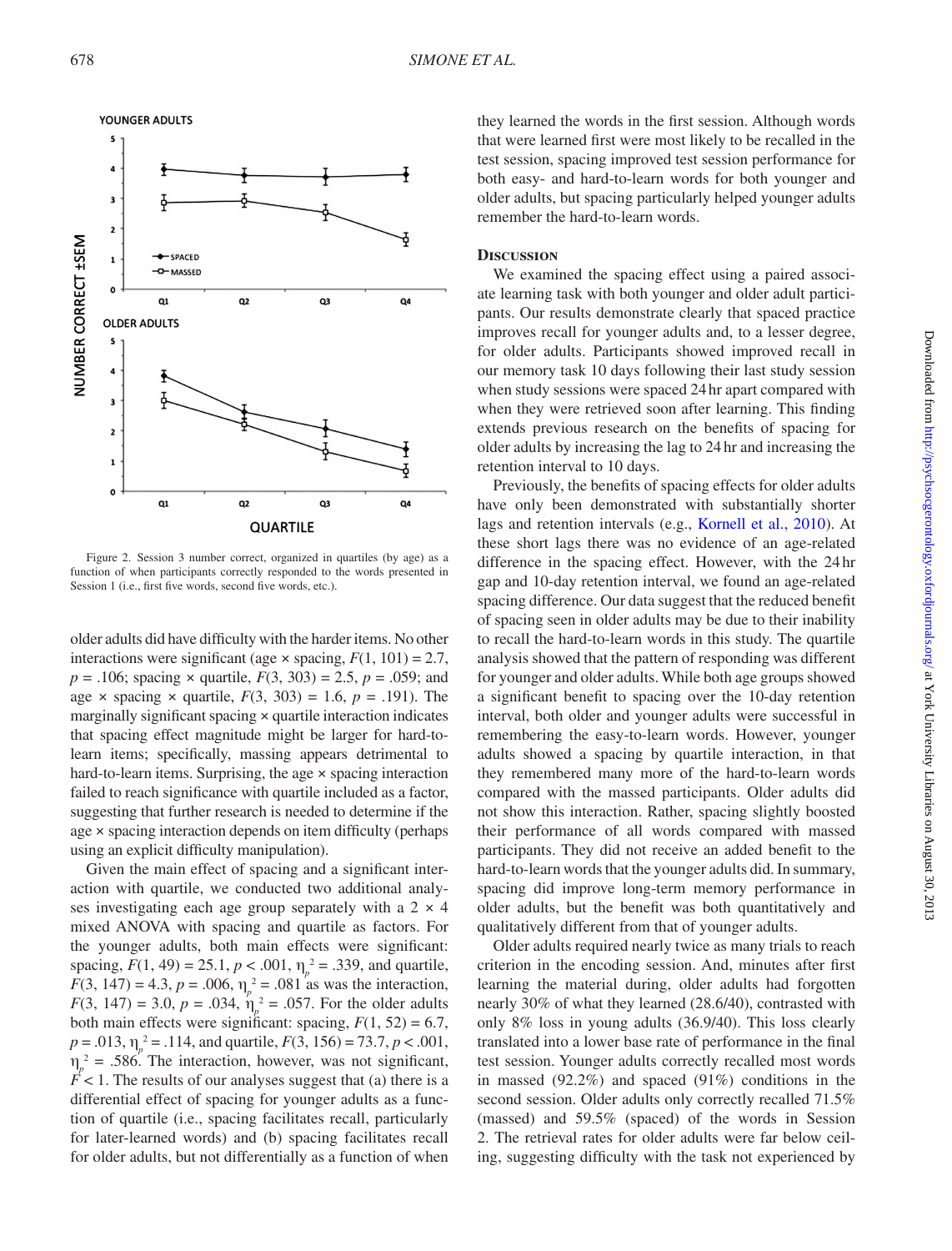Figure 2. Session 3 number correct, organized in quartiles (by age) as a function of when participants correctly responded to the words presented in Session 1 (i.e., first five words, second five words, etc.).

older adults did have difficulty with the harder items. No other interactions were significant (age × spacing, $F(1, 101) = 2.7$, $p = .106$; spacing × quartile, $F(3, 303) = 2.5$, $p = .059$; and age × spacing × quartile, $F(3, 303) = 1.6$, $p = .191$). The marginally significant spacing × quartile interaction indicates that spacing effect magnitude might be larger for hard-to-learn items; specifically, massing appears detrimental to hard-to-learn items. Surprising, the age × spacing interaction failed to reach significance with quartile included as a factor, suggesting that further research is needed to determine if the age × spacing interaction depends on item difficulty (perhaps using an explicit difficulty manipulation).

Given the main effect of spacing and a significant interaction with quartile, we conducted two additional analyses investigating each age group separately with a 2 × 4 mixed ANOVA with spacing and quartile as factors. For the younger adults, both main effects were significant: spacing, $F(1, 49) = 25.1$, $p < .001$, $\eta_p^2 = .339$, and quartile, $F(3, 147) = 4.3$, $p = .006$, $\eta_p^2 = .081$ as was the interaction, $F(3, 147) = 3.0$, $p = .034$, $\eta_p^2 = .057$. For the older adults both main effects were significant: spacing, $F(1, 52) = 6.7$, $p = .013$, $\eta_p^2 = .114$, and quartile, $F(3, 156) = 73.7$, $p < .001$, $\eta_p^2 = .586$. The interaction, however, was not significant, $F < 1$. The results of our analyses suggest that (a) there is a differential effect of spacing for younger adults as a function of quartile (i.e., spacing facilitates recall, particularly for later-learned words) and (b) spacing facilitates recall for older adults, but not differentially as a function of when they learned the words in the first session. Although words that were learned first were most likely to be recalled in the test session, spacing improved test session performance for both easy- and hard-to-learn words for both younger and older adults, but spacing particularly helped younger adults remember the hard-to-learn words.

## Discussion

We examined the spacing effect using a paired associate learning task with both younger and older adult participants. Our results demonstrate clearly that spaced practice improves recall for younger adults and, to a lesser degree, for older adults. Participants showed improved recall in our memory task 10 days following their last study session when study sessions were spaced 24 hr apart compared with when they were retrieved soon after learning. This finding extends previous research on the benefits of spacing for older adults by increasing the lag to 24 hr and increasing the retention interval to 10 days.

Previously, the benefits of spacing effects for older adults have only been demonstrated with substantially shorter lags and retention intervals (e.g., Kornell et al., 2010). At these short lags there was no evidence of an age-related difference in the spacing effect. However, with the 24 hr gap and 10-day retention interval, we found an age-related spacing difference. Our data suggest that the reduced benefit of spacing seen in older adults may be due to their inability to recall the hard-to-learn words in this study. The quartile analysis showed that the pattern of responding was different for younger and older adults. While both age groups showed a significant benefit to spacing over the 10-day retention interval, both older and younger adults were successful in remembering the easy-to-learn words. However, younger adults showed a spacing by quartile interaction, in that they remembered many more of the hard-to-learn words compared with the massed participants. Older adults did not show this interaction. Rather, spacing slightly boosted their performance of all words compared with massed participants. They did not receive an added benefit to the hard-to-learn words that the younger adults did. In summary, spacing did improve long-term memory performance in older adults, but the benefit was both quantitatively and qualitatively different from that of younger adults.

Older adults required nearly twice as many trials to reach criterion in the encoding session. And, minutes after first learning the material during, older adults had forgotten nearly 30% of what they learned (28.6/40), contrasted with only 8% loss in young adults (36.9/40). This loss clearly translated into a lower base rate of performance in the final test session. Younger adults correctly recalled most words in massed (92.2%) and spaced (91%) conditions in the second session. Older adults only correctly recalled 71.5% (massed) and 59.5% (spaced) of the words in Session 2. The retrieval rates for older adults were far below ceiling, suggesting difficulty with the task not experienced by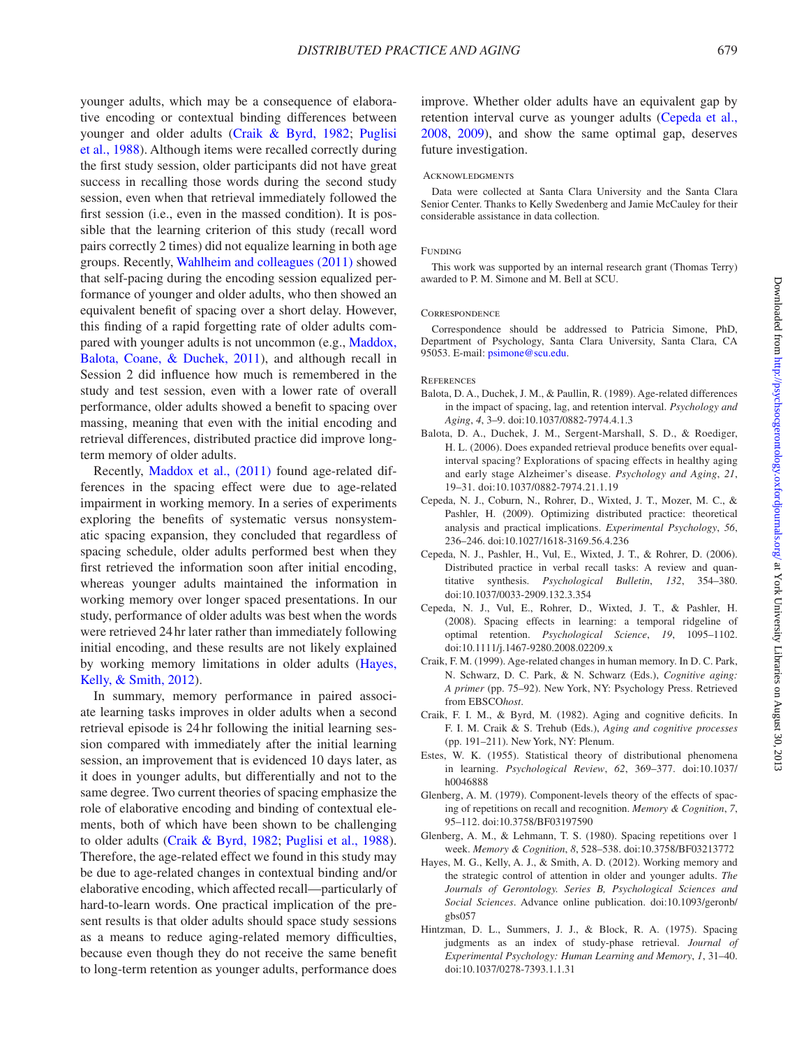younger adults, which may be a consequence of elaborative encoding or contextual binding differences between younger and older adults (Craik & Byrd, 1982; Puglisi et al., 1988). Although items were recalled correctly during the first study session, older participants did not have great success in recalling those words during the second study session, even when that retrieval immediately followed the first session (i.e., even in the massed condition). It is possible that the learning criterion of this study (recall word pairs correctly 2 times) did not equalize learning in both age groups. Recently, Wahlheim and colleagues (2011) showed that self-pacing during the encoding session equalized performance of younger and older adults, who then showed an equivalent benefit of spacing over a short delay. However, this finding of a rapid forgetting rate of older adults compared with younger adults is not uncommon (e.g., Maddox, Balota, Coane, & Duchek, 2011), and although recall in Session 2 did influence how much is remembered in the study and test session, even with a lower rate of overall performance, older adults showed a benefit to spacing over massing, meaning that even with the initial encoding and retrieval differences, distributed practice did improve long-term memory of older adults.

Recently, Maddox et al., (2011) found age-related differences in the spacing effect were due to age-related impairment in working memory. In a series of experiments exploring the benefits of systematic versus nonsystematic spacing expansion, they concluded that regardless of spacing schedule, older adults performed best when they first retrieved the information soon after initial encoding, whereas younger adults maintained the information in working memory over longer spaced presentations. In our study, performance of older adults was best when the words were retrieved 24 hr later rather than immediately following initial encoding, and these results are not likely explained by working memory limitations in older adults (Hayes, Kelly, & Smith, 2012).

In summary, memory performance in paired associate learning tasks improves in older adults when a second retrieval episode is 24 hr following the initial learning session compared with immediately after the initial learning session, an improvement that is evidenced 10 days later, as it does in younger adults, but differentially and not to the same degree. Two current theories of spacing emphasize the role of elaborative encoding and binding of contextual elements, both of which have been shown to be challenging to older adults (Craik & Byrd, 1982; Puglisi et al., 1988). Therefore, the age-related effect we found in this study may be due to age-related changes in contextual binding and/or elaborative encoding, which affected recall—particularly of hard-to-learn words. One practical implication of the present results is that older adults should space study sessions as a means to reduce aging-related memory difficulties, because even though they do not receive the same benefit to long-term retention as younger adults, performance does improve. Whether older adults have an equivalent gap by retention interval curve as younger adults (Cepeda et al., 2008, 2009), and show the same optimal gap, deserves future investigation.

## Acknowledgments

Data were collected at Santa Clara University and the Santa Clara Senior Center. Thanks to Kelly Swedenberg and Jamie McCauley for their considerable assistance in data collection.

## Funding

This work was supported by an internal research grant (Thomas Terry) awarded to P. M. Simone and M. Bell at SCU.

## Correspondence

Correspondence should be addressed to Patricia Simone, PhD, Department of Psychology, Santa Clara University, Santa Clara, CA 95053. E-mail: psimone@scu.edu.

## References

Balota, D. A., Duchek, J. M., & Paullin, R. (1989). Age-related differences in the impact of spacing, lag, and retention interval. *Psychology and Aging*, *4*, 3–9. doi:10.1037/0882-7974.4.1.3

Balota, D. A., Duchek, J. M., Sergent-Marshall, S. D., & Roediger, H. L. (2006). Does expanded retrieval produce benefits over equal-interval spacing? Explorations of spacing effects in healthy aging and early stage Alzheimer's disease. *Psychology and Aging*, *21*, 19–31. doi:10.1037/0882-7974.21.1.19

Cepeda, N. J., Coburn, N., Rohrer, D., Wixted, J. T., Mozer, M. C., & Pashler, H. (2009). Optimizing distributed practice: theoretical analysis and practical implications. *Experimental Psychology*, *56*, 236–246. doi:10.1027/1618-3169.56.4.236

Cepeda, N. J., Pashler, H., Vul, E., Wixted, J. T., & Rohrer, D. (2006). Distributed practice in verbal recall tasks: A review and quantitative synthesis. *Psychological Bulletin*, *132*, 354–380. doi:10.1037/0033-2909.132.3.354

Cepeda, N. J., Vul, E., Rohrer, D., Wixted, J. T., & Pashler, H. (2008). Spacing effects in learning: a temporal ridgeline of optimal retention. *Psychological Science*, *19*, 1095–1102. doi:10.1111/j.1467-9280.2008.02209.x

Craik, F. M. (1999). Age-related changes in human memory. In D. C. Park, N. Schwarz, D. C. Park, & N. Schwarz (Eds.), *Cognitive aging: A primer* (pp. 75–92). New York, NY: Psychology Press. Retrieved from EBSCO*host*.

Craik, F. I. M., & Byrd, M. (1982). Aging and cognitive deficits. In F. I. M. Craik & S. Trehub (Eds.), *Aging and cognitive processes* (pp. 191–211). New York, NY: Plenum.

Estes, W. K. (1955). Statistical theory of distributional phenomena in learning. *Psychological Review*, *62*, 369–377. doi:10.1037/h0046888

Glenberg, A. M. (1979). Component-levels theory of the effects of spacing of repetitions on recall and recognition. *Memory & Cognition*, *7*, 95–112. doi:10.3758/BF03197590

Glenberg, A. M., & Lehmann, T. S. (1980). Spacing repetitions over 1 week. *Memory & Cognition*, *8*, 528–538. doi:10.3758/BF03213772

Hayes, M. G., Kelly, A. J., & Smith, A. D. (2012). Working memory and the strategic control of attention in older and younger adults. *The Journals of Gerontology. Series B, Psychological Sciences and Social Sciences*. Advance online publication. doi:10.1093/geronb/gbs057

Hintzman, D. L., Summers, J. J., & Block, R. A. (1975). Spacing judgments as an index of study-phase retrieval. *Journal of Experimental Psychology: Human Learning and Memory*, *1*, 31–40. doi:10.1037/0278-7393.1.1.31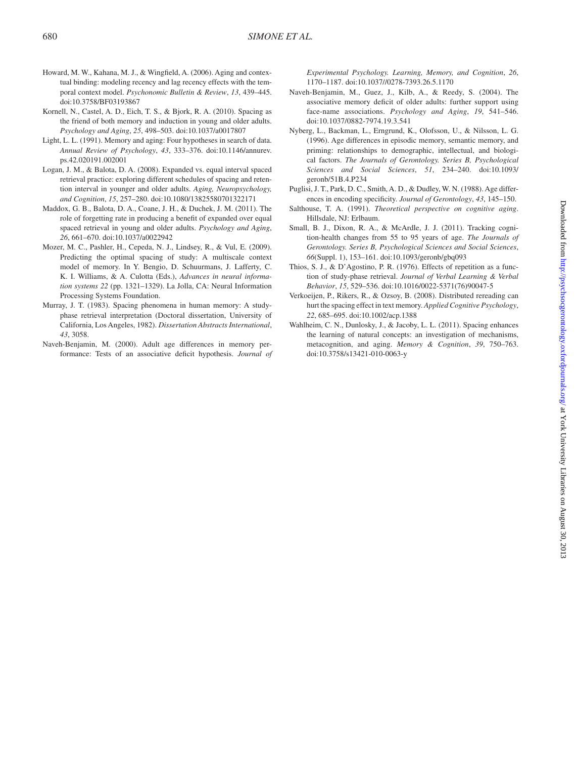Howard, M. W., Kahana, M. J., & Wingfield, A. (2006). Aging and contextual binding: modeling recency and lag recency effects with the temporal context model. *Psychonomic Bulletin & Review*, *13*, 439–445. doi:10.3758/BF03193867

Kornell, N., Castel, A. D., Eich, T. S., & Bjork, R. A. (2010). Spacing as the friend of both memory and induction in young and older adults. *Psychology and Aging*, *25*, 498–503. doi:10.1037/a0017807

Light, L. L. (1991). Memory and aging: Four hypotheses in search of data. *Annual Review of Psychology*, *43*, 333–376. doi:10.1146/annurev.ps.42.020191.002001

Logan, J. M., & Balota, D. A. (2008). Expanded vs. equal interval spaced retrieval practice: exploring different schedules of spacing and retention interval in younger and older adults. *Aging, Neuropsychology, and Cognition*, *15*, 257–280. doi:10.1080/13825580701322171

Maddox, G. B., Balota, D. A., Coane, J. H., & Duchek, J. M. (2011). The role of forgetting rate in producing a benefit of expanded over equal spaced retrieval in young and older adults. *Psychology and Aging*, *26*, 661–670. doi:10.1037/a0022942

Mozer, M. C., Pashler, H., Cepeda, N. J., Lindsey, R., & Vul, E. (2009). Predicting the optimal spacing of study: A multiscale context model of memory. In Y. Bengio, D. Schuurmans, J. Lafferty, C. K. I. Williams, & A. Culotta (Eds.), *Advances in neural information systems 22* (pp. 1321–1329). La Jolla, CA: Neural Information Processing Systems Foundation.

Murray, J. T. (1983). Spacing phenomena in human memory: A study-phase retrieval interpretation (Doctoral dissertation, University of California, Los Angeles, 1982). *Dissertation Abstracts International*, *43*, 3058.

Naveh-Benjamin, M. (2000). Adult age differences in memory performance: Tests of an associative deficit hypothesis. *Journal of Experimental Psychology. Learning, Memory, and Cognition*, *26*, 1170–1187. doi:10.1037//0278-7393.26.5.1170

Naveh-Benjamin, M., Guez, J., Kilb, A., & Reedy, S. (2004). The associative memory deficit of older adults: further support using face-name associations. *Psychology and Aging*, *19*, 541–546. doi:10.1037/0882-7974.19.3.541

Nyberg, L., Backman, L., Erngrund, K., Olofsson, U., & Nilsson, L. G. (1996). Age differences in episodic memory, semantic memory, and priming: relationships to demographic, intellectual, and biological factors. *The Journals of Gerontology. Series B, Psychological Sciences and Social Sciences*, *51*, 234–240. doi:10.1093/geronb/51B.4.P234

Puglisi, J. T., Park, D. C., Smith, A. D., & Dudley, W. N. (1988). Age differences in encoding specificity. *Journal of Gerontology*, *43*, 145–150.

Salthouse, T. A. (1991). *Theoretical perspective on cognitive aging*. Hillsdale, NJ: Erlbaum.

Small, B. J., Dixon, R. A., & McArdle, J. J. (2011). Tracking cognition-health changes from 55 to 95 years of age. *The Journals of Gerontology. Series B, Psychological Sciences and Social Sciences*, *66*(Suppl. 1), 153–161. doi:10.1093/geronb/gbq093

Thios, S. J., & D'Agostino, P. R. (1976). Effects of repetition as a function of study-phase retrieval. *Journal of Verbal Learning & Verbal Behavior*, *15*, 529–536. doi:10.1016/0022-5371(76)90047-5

Verkoeijen, P., Rikers, R., & Ozsoy, B. (2008). Distributed rereading can hurt the spacing effect in text memory. *Applied Cognitive Psychology*, *22*, 685–695. doi:10.1002/acp.1388

Wahlheim, C. N., Dunlosky, J., & Jacoby, L. L. (2011). Spacing enhances the learning of natural concepts: an investigation of mechanisms, metacognition, and aging. *Memory & Cognition*, *39*, 750–763. doi:10.3758/s13421-010-0063-y